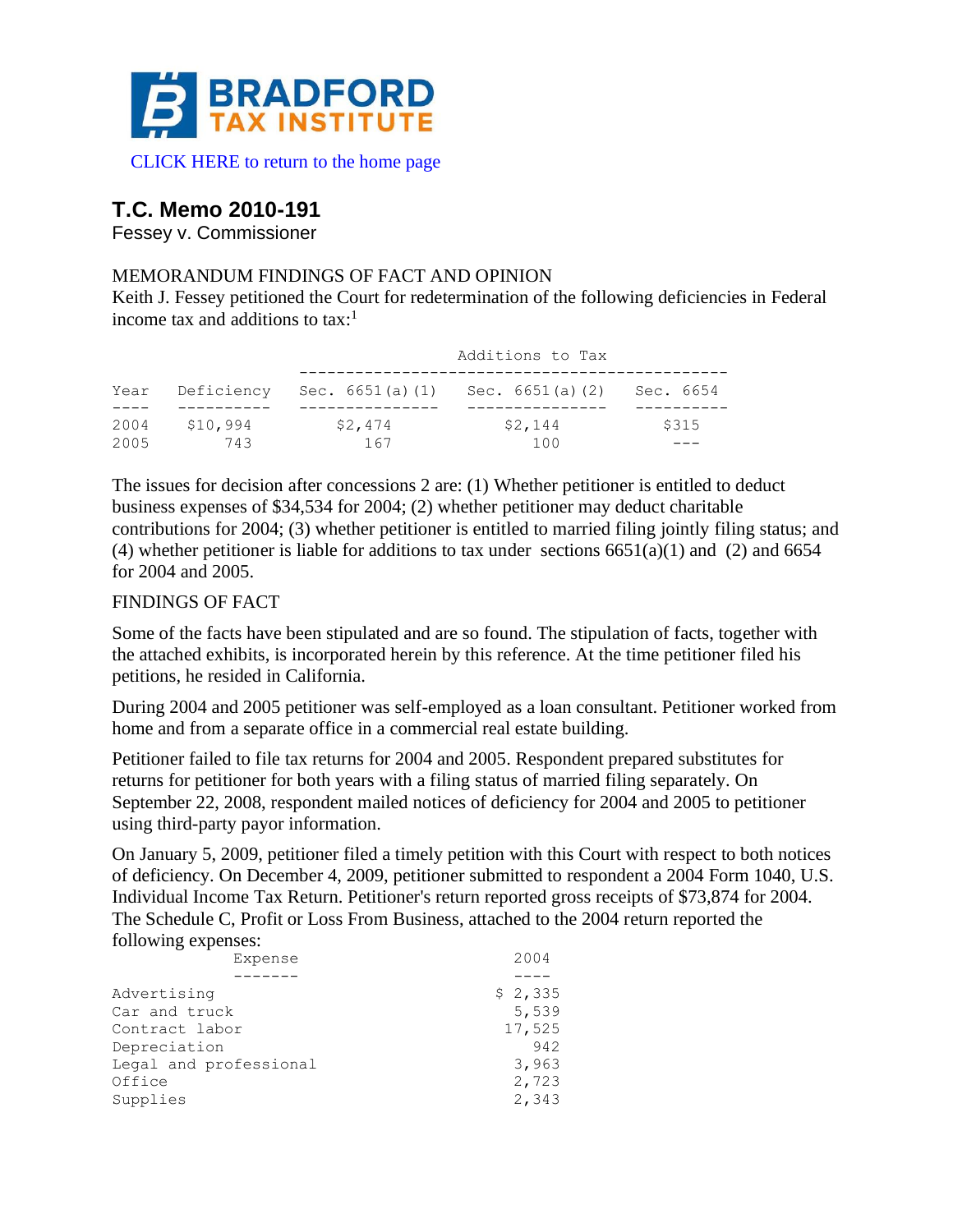BRADFORD TAX INSTITUTE

CLICK HERE to return to the home page

# T.C. Memo 2010-191

Fessey v. Commissioner

MEMORANDUM FINDINGS OF FACT AND OPINION

Keith J. Fessey petitioned the Court for redetermination of the following deficiencies in Federal income tax and additions to tax:[1]

| | | Additions to Tax | | |
|---|---|---|---|---|
| Year | Deficiency | Sec. 6651(a)(1) | Sec. 6651(a)(2) | Sec. 6654 |
| 2004 | $10,994 | $2,474 | $2,144 | $315 |
| 2005 | 743 | 167 | 100 | --- |

The issues for decision after concessions 2 are: (1) Whether petitioner is entitled to deduct business expenses of $34,534 for 2004; (2) whether petitioner may deduct charitable contributions for 2004; (3) whether petitioner is entitled to married filing jointly filing status; and (4) whether petitioner is liable for additions to tax under sections 6651(a)(1) and (2) and 6654 for 2004 and 2005.

FINDINGS OF FACT

Some of the facts have been stipulated and are so found. The stipulation of facts, together with the attached exhibits, is incorporated herein by this reference. At the time petitioner filed his petitions, he resided in California.

During 2004 and 2005 petitioner was self-employed as a loan consultant. Petitioner worked from home and from a separate office in a commercial real estate building.

Petitioner failed to file tax returns for 2004 and 2005. Respondent prepared substitutes for returns for petitioner for both years with a filing status of married filing separately. On September 22, 2008, respondent mailed notices of deficiency for 2004 and 2005 to petitioner using third-party payor information.

On January 5, 2009, petitioner filed a timely petition with this Court with respect to both notices of deficiency. On December 4, 2009, petitioner submitted to respondent a 2004 Form 1040, U.S. Individual Income Tax Return. Petitioner's return reported gross receipts of $73,874 for 2004. The Schedule C, Profit or Loss From Business, attached to the 2004 return reported the following expenses:

| Expense | 2004 |
|---|---|
| Advertising | $ 2,335 |
| Car and truck | 5,539 |
| Contract labor | 17,525 |
| Depreciation | 942 |
| Legal and professional | 3,963 |
| Office | 2,723 |
| Supplies | 2,343 |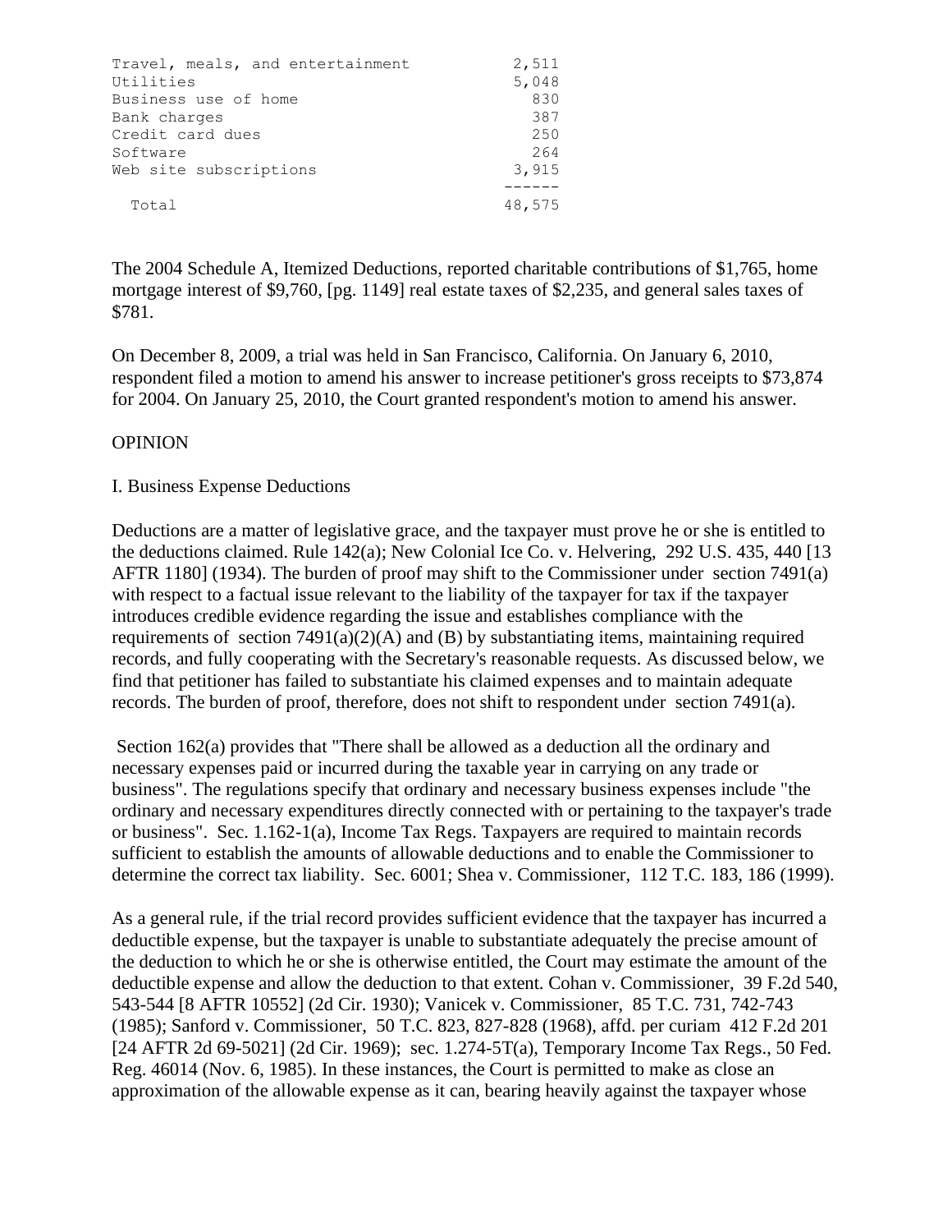| | |
|---|---|
| Travel, meals, and entertainment | 2,511 |
| Utilities | 5,048 |
| Business use of home | 830 |
| Bank charges | 387 |
| Credit card dues | 250 |
| Software | 264 |
| Web site subscriptions | 3,915 |
| Total | 48,575 |

The 2004 Schedule A, Itemized Deductions, reported charitable contributions of $1,765, home mortgage interest of $9,760, [pg. 1149] real estate taxes of $2,235, and general sales taxes of $781.

On December 8, 2009, a trial was held in San Francisco, California. On January 6, 2010, respondent filed a motion to amend his answer to increase petitioner's gross receipts to $73,874 for 2004. On January 25, 2010, the Court granted respondent's motion to amend his answer.

OPINION

I. Business Expense Deductions

Deductions are a matter of legislative grace, and the taxpayer must prove he or she is entitled to the deductions claimed. Rule 142(a); New Colonial Ice Co. v. Helvering, 292 U.S. 435, 440 [13 AFTR 1180] (1934). The burden of proof may shift to the Commissioner under section 7491(a) with respect to a factual issue relevant to the liability of the taxpayer for tax if the taxpayer introduces credible evidence regarding the issue and establishes compliance with the requirements of section 7491(a)(2)(A) and (B) by substantiating items, maintaining required records, and fully cooperating with the Secretary's reasonable requests. As discussed below, we find that petitioner has failed to substantiate his claimed expenses and to maintain adequate records. The burden of proof, therefore, does not shift to respondent under section 7491(a).

Section 162(a) provides that "There shall be allowed as a deduction all the ordinary and necessary expenses paid or incurred during the taxable year in carrying on any trade or business". The regulations specify that ordinary and necessary business expenses include "the ordinary and necessary expenditures directly connected with or pertaining to the taxpayer's trade or business". Sec. 1.162-1(a), Income Tax Regs. Taxpayers are required to maintain records sufficient to establish the amounts of allowable deductions and to enable the Commissioner to determine the correct tax liability. Sec. 6001; Shea v. Commissioner, 112 T.C. 183, 186 (1999).

As a general rule, if the trial record provides sufficient evidence that the taxpayer has incurred a deductible expense, but the taxpayer is unable to substantiate adequately the precise amount of the deduction to which he or she is otherwise entitled, the Court may estimate the amount of the deductible expense and allow the deduction to that extent. Cohan v. Commissioner, 39 F.2d 540, 543-544 [8 AFTR 10552] (2d Cir. 1930); Vanicek v. Commissioner, 85 T.C. 731, 742-743 (1985); Sanford v. Commissioner, 50 T.C. 823, 827-828 (1968), affd. per curiam 412 F.2d 201 [24 AFTR 2d 69-5021] (2d Cir. 1969); sec. 1.274-5T(a), Temporary Income Tax Regs., 50 Fed. Reg. 46014 (Nov. 6, 1985). In these instances, the Court is permitted to make as close an approximation of the allowable expense as it can, bearing heavily against the taxpayer whose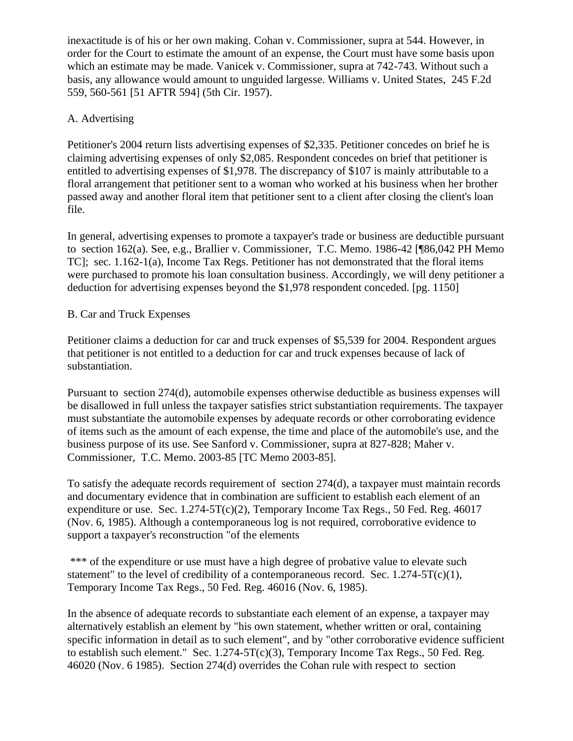inexactitude is of his or her own making. Cohan v. Commissioner, supra at 544. However, in order for the Court to estimate the amount of an expense, the Court must have some basis upon which an estimate may be made. Vanicek v. Commissioner, supra at 742-743. Without such a basis, any allowance would amount to unguided largesse. Williams v. United States, 245 F.2d 559, 560-561 [51 AFTR 594] (5th Cir. 1957).

A. Advertising

Petitioner's 2004 return lists advertising expenses of $2,335. Petitioner concedes on brief he is claiming advertising expenses of only $2,085. Respondent concedes on brief that petitioner is entitled to advertising expenses of $1,978. The discrepancy of $107 is mainly attributable to a floral arrangement that petitioner sent to a woman who worked at his business when her brother passed away and another floral item that petitioner sent to a client after closing the client's loan file.

In general, advertising expenses to promote a taxpayer's trade or business are deductible pursuant to section 162(a). See, e.g., Brallier v. Commissioner, T.C. Memo. 1986-42 [¶86,042 PH Memo TC]; sec. 1.162-1(a), Income Tax Regs. Petitioner has not demonstrated that the floral items were purchased to promote his loan consultation business. Accordingly, we will deny petitioner a deduction for advertising expenses beyond the $1,978 respondent conceded. [pg. 1150]

B. Car and Truck Expenses

Petitioner claims a deduction for car and truck expenses of $5,539 for 2004. Respondent argues that petitioner is not entitled to a deduction for car and truck expenses because of lack of substantiation.

Pursuant to section 274(d), automobile expenses otherwise deductible as business expenses will be disallowed in full unless the taxpayer satisfies strict substantiation requirements. The taxpayer must substantiate the automobile expenses by adequate records or other corroborating evidence of items such as the amount of each expense, the time and place of the automobile's use, and the business purpose of its use. See Sanford v. Commissioner, supra at 827-828; Maher v. Commissioner, T.C. Memo. 2003-85 [TC Memo 2003-85].

To satisfy the adequate records requirement of section 274(d), a taxpayer must maintain records and documentary evidence that in combination are sufficient to establish each element of an expenditure or use. Sec. 1.274-5T(c)(2), Temporary Income Tax Regs., 50 Fed. Reg. 46017 (Nov. 6, 1985). Although a contemporaneous log is not required, corroborative evidence to support a taxpayer's reconstruction "of the elements

*** of the expenditure or use must have a high degree of probative value to elevate such statement" to the level of credibility of a contemporaneous record. Sec. 1.274-5T(c)(1), Temporary Income Tax Regs., 50 Fed. Reg. 46016 (Nov. 6, 1985).

In the absence of adequate records to substantiate each element of an expense, a taxpayer may alternatively establish an element by "his own statement, whether written or oral, containing specific information in detail as to such element", and by "other corroborative evidence sufficient to establish such element." Sec. 1.274-5T(c)(3), Temporary Income Tax Regs., 50 Fed. Reg. 46020 (Nov. 6 1985). Section 274(d) overrides the Cohan rule with respect to section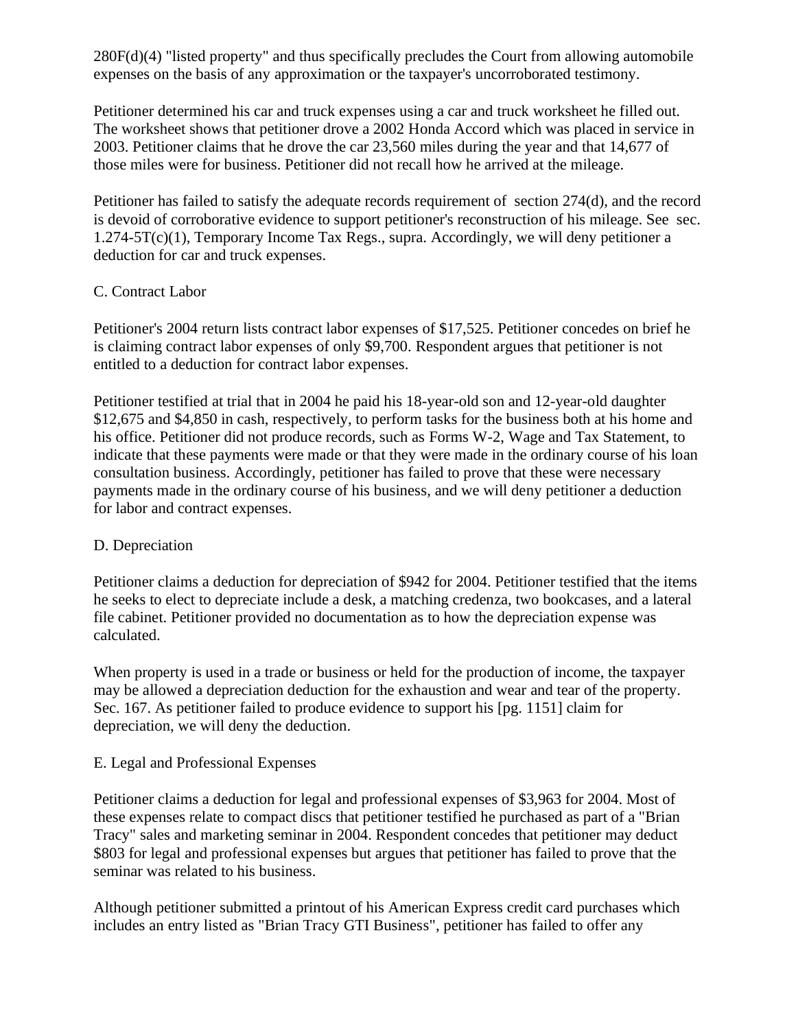280F(d)(4) "listed property" and thus specifically precludes the Court from allowing automobile expenses on the basis of any approximation or the taxpayer's uncorroborated testimony.

Petitioner determined his car and truck expenses using a car and truck worksheet he filled out. The worksheet shows that petitioner drove a 2002 Honda Accord which was placed in service in 2003. Petitioner claims that he drove the car 23,560 miles during the year and that 14,677 of those miles were for business. Petitioner did not recall how he arrived at the mileage.

Petitioner has failed to satisfy the adequate records requirement of section 274(d), and the record is devoid of corroborative evidence to support petitioner's reconstruction of his mileage. See sec. 1.274-5T(c)(1), Temporary Income Tax Regs., supra. Accordingly, we will deny petitioner a deduction for car and truck expenses.

C. Contract Labor

Petitioner's 2004 return lists contract labor expenses of $17,525. Petitioner concedes on brief he is claiming contract labor expenses of only $9,700. Respondent argues that petitioner is not entitled to a deduction for contract labor expenses.

Petitioner testified at trial that in 2004 he paid his 18-year-old son and 12-year-old daughter $12,675 and $4,850 in cash, respectively, to perform tasks for the business both at his home and his office. Petitioner did not produce records, such as Forms W-2, Wage and Tax Statement, to indicate that these payments were made or that they were made in the ordinary course of his loan consultation business. Accordingly, petitioner has failed to prove that these were necessary payments made in the ordinary course of his business, and we will deny petitioner a deduction for labor and contract expenses.

D. Depreciation

Petitioner claims a deduction for depreciation of $942 for 2004. Petitioner testified that the items he seeks to elect to depreciate include a desk, a matching credenza, two bookcases, and a lateral file cabinet. Petitioner provided no documentation as to how the depreciation expense was calculated.

When property is used in a trade or business or held for the production of income, the taxpayer may be allowed a depreciation deduction for the exhaustion and wear and tear of the property. Sec. 167. As petitioner failed to produce evidence to support his [pg. 1151] claim for depreciation, we will deny the deduction.

E. Legal and Professional Expenses

Petitioner claims a deduction for legal and professional expenses of $3,963 for 2004. Most of these expenses relate to compact discs that petitioner testified he purchased as part of a "Brian Tracy" sales and marketing seminar in 2004. Respondent concedes that petitioner may deduct $803 for legal and professional expenses but argues that petitioner has failed to prove that the seminar was related to his business.

Although petitioner submitted a printout of his American Express credit card purchases which includes an entry listed as "Brian Tracy GTI Business", petitioner has failed to offer any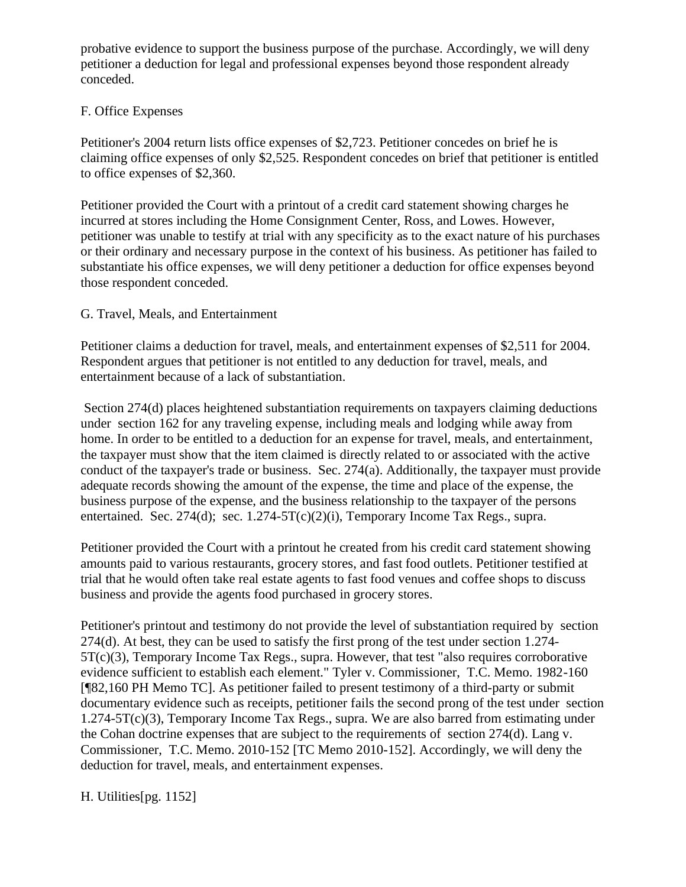probative evidence to support the business purpose of the purchase. Accordingly, we will deny petitioner a deduction for legal and professional expenses beyond those respondent already conceded.

F. Office Expenses

Petitioner's 2004 return lists office expenses of $2,723. Petitioner concedes on brief he is claiming office expenses of only $2,525. Respondent concedes on brief that petitioner is entitled to office expenses of $2,360.

Petitioner provided the Court with a printout of a credit card statement showing charges he incurred at stores including the Home Consignment Center, Ross, and Lowes. However, petitioner was unable to testify at trial with any specificity as to the exact nature of his purchases or their ordinary and necessary purpose in the context of his business. As petitioner has failed to substantiate his office expenses, we will deny petitioner a deduction for office expenses beyond those respondent conceded.

G. Travel, Meals, and Entertainment

Petitioner claims a deduction for travel, meals, and entertainment expenses of $2,511 for 2004. Respondent argues that petitioner is not entitled to any deduction for travel, meals, and entertainment because of a lack of substantiation.

Section 274(d) places heightened substantiation requirements on taxpayers claiming deductions under section 162 for any traveling expense, including meals and lodging while away from home. In order to be entitled to a deduction for an expense for travel, meals, and entertainment, the taxpayer must show that the item claimed is directly related to or associated with the active conduct of the taxpayer's trade or business. Sec. 274(a). Additionally, the taxpayer must provide adequate records showing the amount of the expense, the time and place of the expense, the business purpose of the expense, and the business relationship to the taxpayer of the persons entertained. Sec. 274(d); sec. 1.274-5T(c)(2)(i), Temporary Income Tax Regs., supra.

Petitioner provided the Court with a printout he created from his credit card statement showing amounts paid to various restaurants, grocery stores, and fast food outlets. Petitioner testified at trial that he would often take real estate agents to fast food venues and coffee shops to discuss business and provide the agents food purchased in grocery stores.

Petitioner's printout and testimony do not provide the level of substantiation required by section 274(d). At best, they can be used to satisfy the first prong of the test under section 1.274-5T(c)(3), Temporary Income Tax Regs., supra. However, that test "also requires corroborative evidence sufficient to establish each element." Tyler v. Commissioner, T.C. Memo. 1982-160 [¶82,160 PH Memo TC]. As petitioner failed to present testimony of a third-party or submit documentary evidence such as receipts, petitioner fails the second prong of the test under section 1.274-5T(c)(3), Temporary Income Tax Regs., supra. We are also barred from estimating under the Cohan doctrine expenses that are subject to the requirements of section 274(d). Lang v. Commissioner, T.C. Memo. 2010-152 [TC Memo 2010-152]. Accordingly, we will deny the deduction for travel, meals, and entertainment expenses.

H. Utilities[pg. 1152]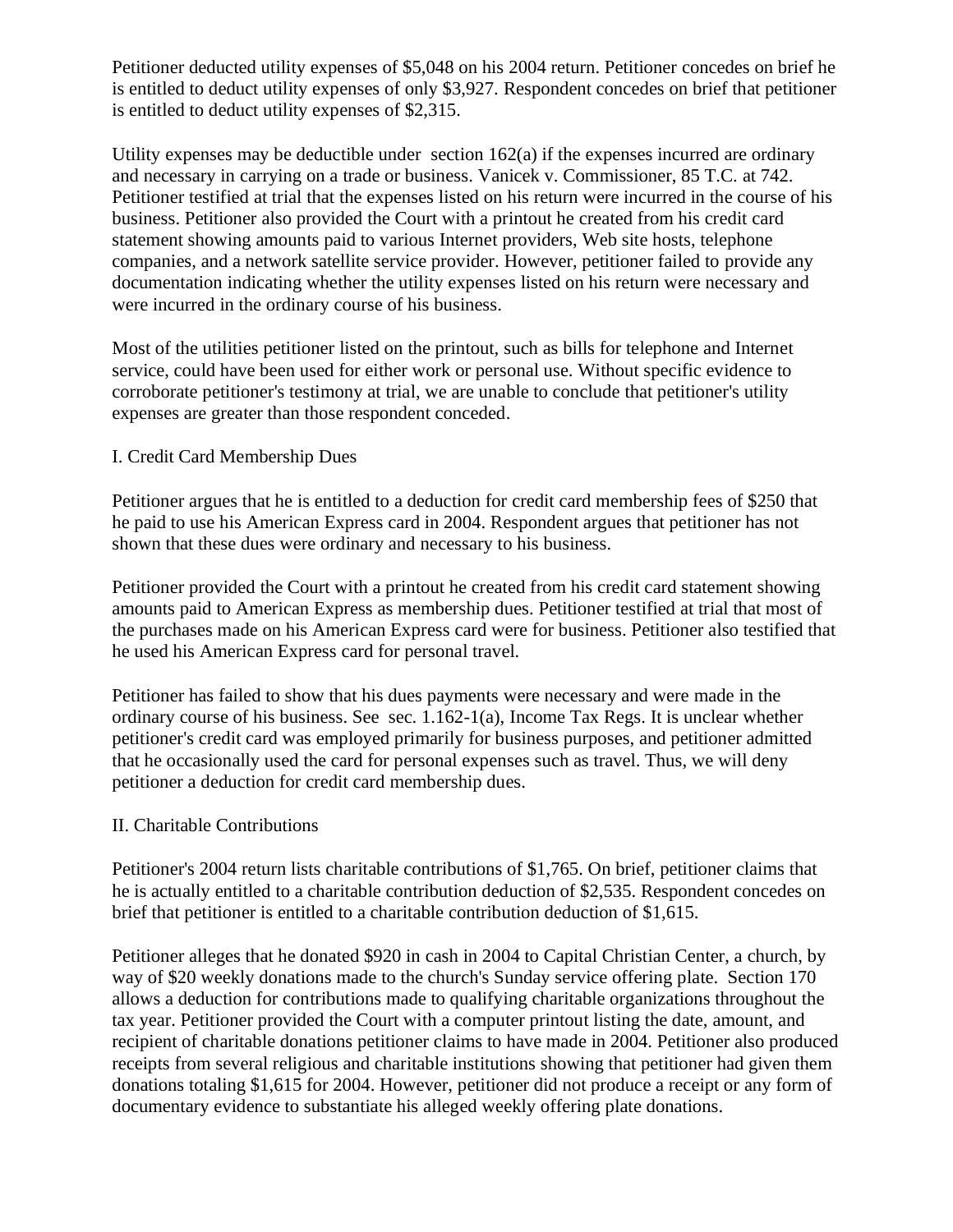Petitioner deducted utility expenses of $5,048 on his 2004 return. Petitioner concedes on brief he is entitled to deduct utility expenses of only $3,927. Respondent concedes on brief that petitioner is entitled to deduct utility expenses of $2,315.

Utility expenses may be deductible under section 162(a) if the expenses incurred are ordinary and necessary in carrying on a trade or business. Vanicek v. Commissioner, 85 T.C. at 742. Petitioner testified at trial that the expenses listed on his return were incurred in the course of his business. Petitioner also provided the Court with a printout he created from his credit card statement showing amounts paid to various Internet providers, Web site hosts, telephone companies, and a network satellite service provider. However, petitioner failed to provide any documentation indicating whether the utility expenses listed on his return were necessary and were incurred in the ordinary course of his business.

Most of the utilities petitioner listed on the printout, such as bills for telephone and Internet service, could have been used for either work or personal use. Without specific evidence to corroborate petitioner's testimony at trial, we are unable to conclude that petitioner's utility expenses are greater than those respondent conceded.

## I. Credit Card Membership Dues

Petitioner argues that he is entitled to a deduction for credit card membership fees of $250 that he paid to use his American Express card in 2004. Respondent argues that petitioner has not shown that these dues were ordinary and necessary to his business.

Petitioner provided the Court with a printout he created from his credit card statement showing amounts paid to American Express as membership dues. Petitioner testified at trial that most of the purchases made on his American Express card were for business. Petitioner also testified that he used his American Express card for personal travel.

Petitioner has failed to show that his dues payments were necessary and were made in the ordinary course of his business. See sec. 1.162-1(a), Income Tax Regs. It is unclear whether petitioner's credit card was employed primarily for business purposes, and petitioner admitted that he occasionally used the card for personal expenses such as travel. Thus, we will deny petitioner a deduction for credit card membership dues.

## II. Charitable Contributions

Petitioner's 2004 return lists charitable contributions of $1,765. On brief, petitioner claims that he is actually entitled to a charitable contribution deduction of $2,535. Respondent concedes on brief that petitioner is entitled to a charitable contribution deduction of $1,615.

Petitioner alleges that he donated $920 in cash in 2004 to Capital Christian Center, a church, by way of $20 weekly donations made to the church's Sunday service offering plate. Section 170 allows a deduction for contributions made to qualifying charitable organizations throughout the tax year. Petitioner provided the Court with a computer printout listing the date, amount, and recipient of charitable donations petitioner claims to have made in 2004. Petitioner also produced receipts from several religious and charitable institutions showing that petitioner had given them donations totaling $1,615 for 2004. However, petitioner did not produce a receipt or any form of documentary evidence to substantiate his alleged weekly offering plate donations.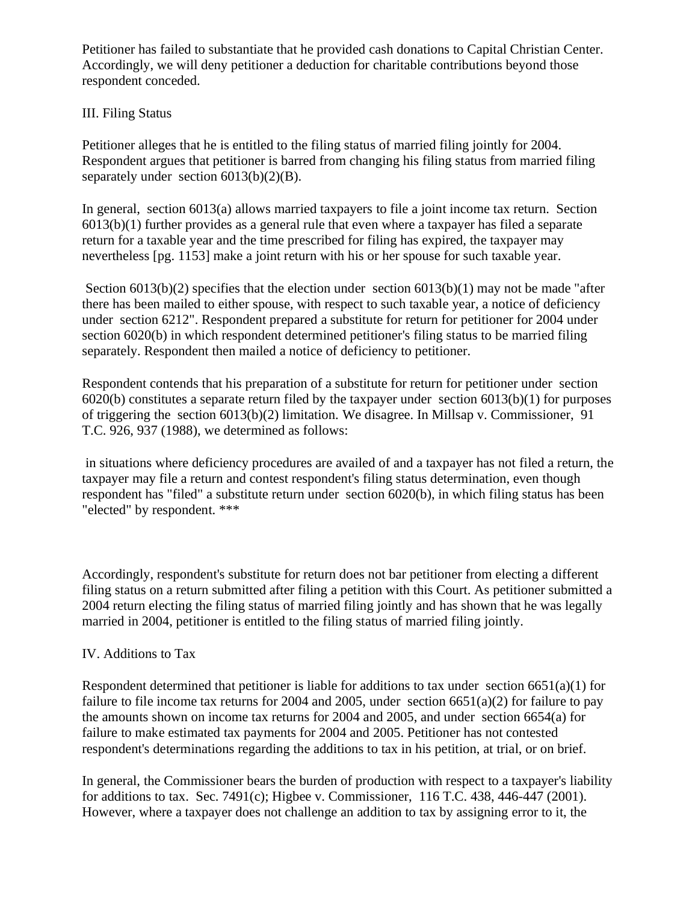Petitioner has failed to substantiate that he provided cash donations to Capital Christian Center. Accordingly, we will deny petitioner a deduction for charitable contributions beyond those respondent conceded.

III. Filing Status

Petitioner alleges that he is entitled to the filing status of married filing jointly for 2004. Respondent argues that petitioner is barred from changing his filing status from married filing separately under section 6013(b)(2)(B).

In general, section 6013(a) allows married taxpayers to file a joint income tax return. Section 6013(b)(1) further provides as a general rule that even where a taxpayer has filed a separate return for a taxable year and the time prescribed for filing has expired, the taxpayer may nevertheless [pg. 1153] make a joint return with his or her spouse for such taxable year.

Section 6013(b)(2) specifies that the election under section 6013(b)(1) may not be made "after there has been mailed to either spouse, with respect to such taxable year, a notice of deficiency under section 6212". Respondent prepared a substitute for return for petitioner for 2004 under section 6020(b) in which respondent determined petitioner's filing status to be married filing separately. Respondent then mailed a notice of deficiency to petitioner.

Respondent contends that his preparation of a substitute for return for petitioner under section 6020(b) constitutes a separate return filed by the taxpayer under section 6013(b)(1) for purposes of triggering the section 6013(b)(2) limitation. We disagree. In Millsap v. Commissioner, 91 T.C. 926, 937 (1988), we determined as follows:

> in situations where deficiency procedures are availed of and a taxpayer has not filed a return, the taxpayer may file a return and contest respondent's filing status determination, even though respondent has "filed" a substitute return under section 6020(b), in which filing status has been "elected" by respondent. ***

Accordingly, respondent's substitute for return does not bar petitioner from electing a different filing status on a return submitted after filing a petition with this Court. As petitioner submitted a 2004 return electing the filing status of married filing jointly and has shown that he was legally married in 2004, petitioner is entitled to the filing status of married filing jointly.

IV. Additions to Tax

Respondent determined that petitioner is liable for additions to tax under section 6651(a)(1) for failure to file income tax returns for 2004 and 2005, under section 6651(a)(2) for failure to pay the amounts shown on income tax returns for 2004 and 2005, and under section 6654(a) for failure to make estimated tax payments for 2004 and 2005. Petitioner has not contested respondent's determinations regarding the additions to tax in his petition, at trial, or on brief.

In general, the Commissioner bears the burden of production with respect to a taxpayer's liability for additions to tax. Sec. 7491(c); Higbee v. Commissioner, 116 T.C. 438, 446-447 (2001). However, where a taxpayer does not challenge an addition to tax by assigning error to it, the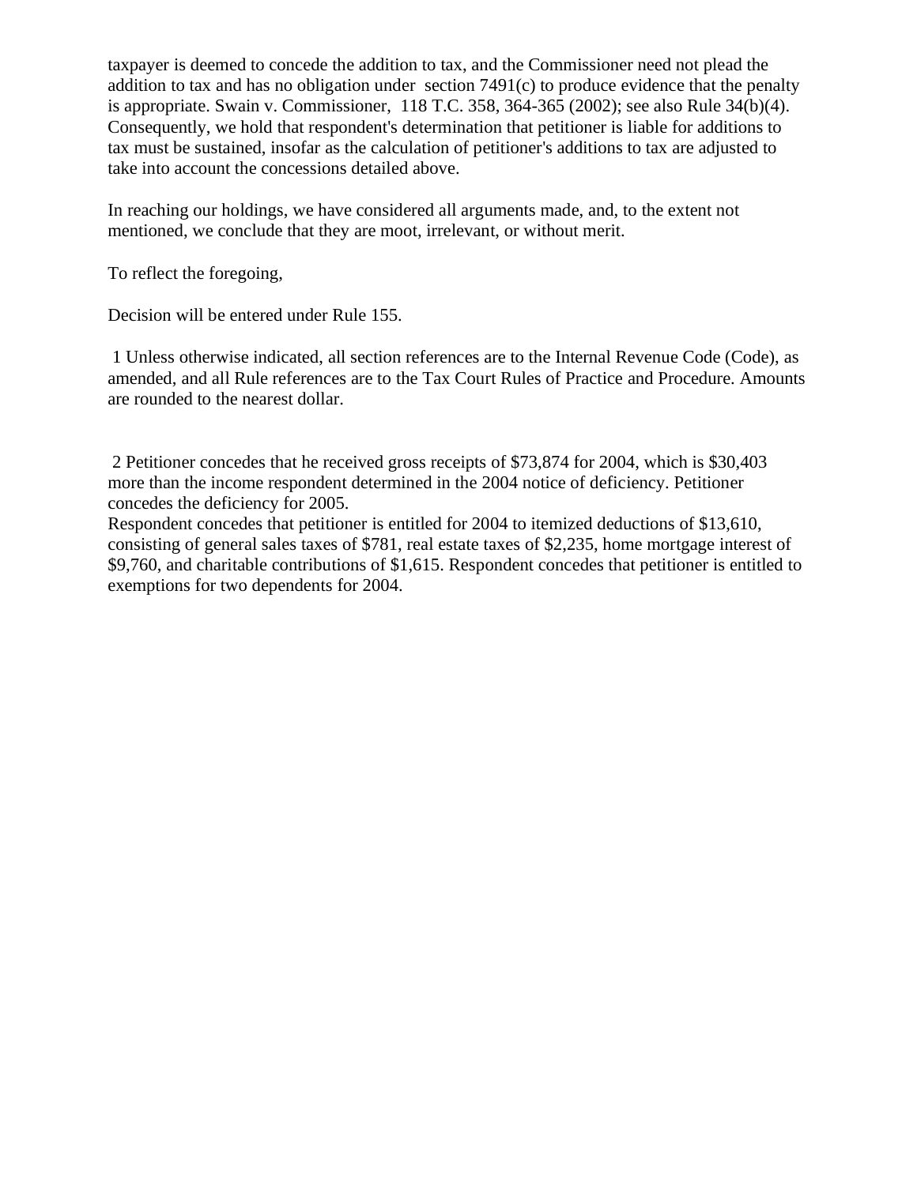taxpayer is deemed to concede the addition to tax, and the Commissioner need not plead the addition to tax and has no obligation under section 7491(c) to produce evidence that the penalty is appropriate. Swain v. Commissioner, 118 T.C. 358, 364-365 (2002); see also Rule 34(b)(4). Consequently, we hold that respondent's determination that petitioner is liable for additions to tax must be sustained, insofar as the calculation of petitioner's additions to tax are adjusted to take into account the concessions detailed above.

In reaching our holdings, we have considered all arguments made, and, to the extent not mentioned, we conclude that they are moot, irrelevant, or without merit.

To reflect the foregoing,

Decision will be entered under Rule 155.

1 Unless otherwise indicated, all section references are to the Internal Revenue Code (Code), as amended, and all Rule references are to the Tax Court Rules of Practice and Procedure. Amounts are rounded to the nearest dollar.

2 Petitioner concedes that he received gross receipts of $73,874 for 2004, which is $30,403 more than the income respondent determined in the 2004 notice of deficiency. Petitioner concedes the deficiency for 2005.
Respondent concedes that petitioner is entitled for 2004 to itemized deductions of $13,610, consisting of general sales taxes of $781, real estate taxes of $2,235, home mortgage interest of $9,760, and charitable contributions of $1,615. Respondent concedes that petitioner is entitled to exemptions for two dependents for 2004.